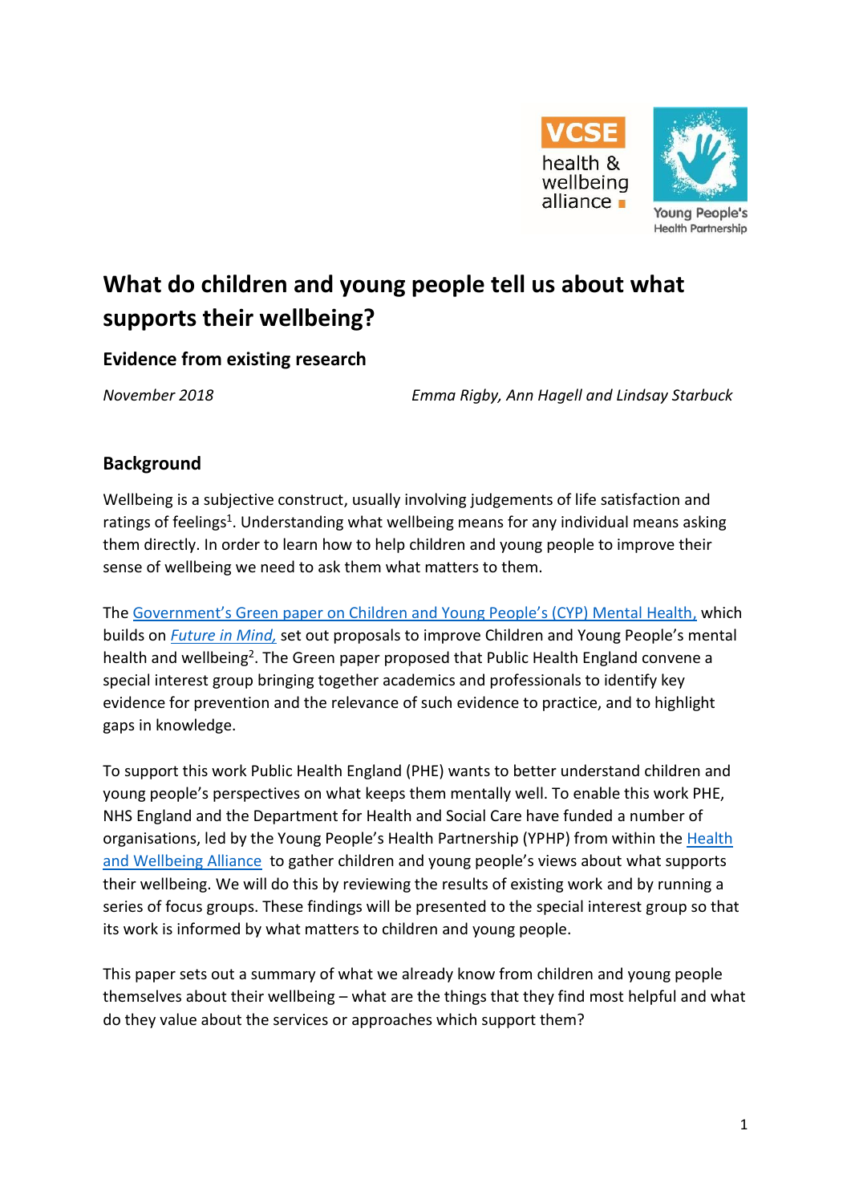# What do children and young people tell us about what supports their wellbeing?

## Evidence from existing research

*November 2018* *Emma Rigby, Ann Hagell and Lindsay Starbuck*

## Background

Wellbeing is a subjective construct, usually involving judgements of life satisfaction and ratings of feelings[1]. Understanding what wellbeing means for any individual means asking them directly. In order to learn how to help children and young people to improve their sense of wellbeing we need to ask them what matters to them.

The Government's Green paper on Children and Young People's (CYP) Mental Health, which builds on *Future in Mind,* set out proposals to improve Children and Young People's mental health and wellbeing[2]. The Green paper proposed that Public Health England convene a special interest group bringing together academics and professionals to identify key evidence for prevention and the relevance of such evidence to practice, and to highlight gaps in knowledge.

To support this work Public Health England (PHE) wants to better understand children and young people's perspectives on what keeps them mentally well. To enable this work PHE, NHS England and the Department for Health and Social Care have funded a number of organisations, led by the Young People's Health Partnership (YPHP) from within the Health and Wellbeing Alliance to gather children and young people's views about what supports their wellbeing. We will do this by reviewing the results of existing work and by running a series of focus groups. These findings will be presented to the special interest group so that its work is informed by what matters to children and young people.

This paper sets out a summary of what we already know from children and young people themselves about their wellbeing – what are the things that they find most helpful and what do they value about the services or approaches which support them?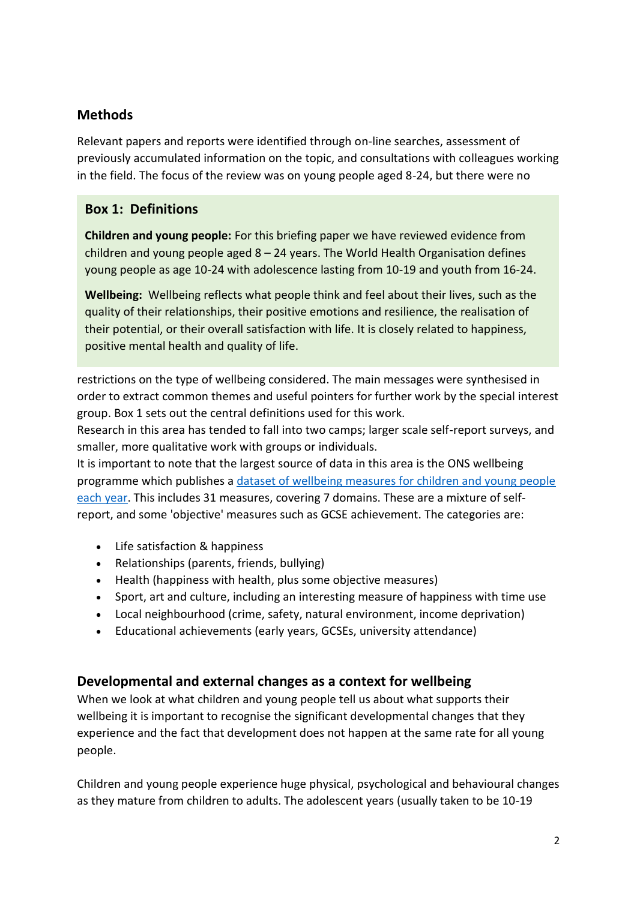## Methods

Relevant papers and reports were identified through on-line searches, assessment of previously accumulated information on the topic, and consultations with colleagues working in the field. The focus of the review was on young people aged 8-24, but there were no restrictions on the type of wellbeing considered. The main messages were synthesised in order to extract common themes and useful pointers for further work by the special interest group. Box 1 sets out the central definitions used for this work.

> ### Box 1: Definitions
>
> **Children and young people:** For this briefing paper we have reviewed evidence from children and young people aged 8 – 24 years. The World Health Organisation defines young people as age 10-24 with adolescence lasting from 10-19 and youth from 16-24.
>
> **Wellbeing:** Wellbeing reflects what people think and feel about their lives, such as the quality of their relationships, their positive emotions and resilience, the realisation of their potential, or their overall satisfaction with life. It is closely related to happiness, positive mental health and quality of life.

Research in this area has tended to fall into two camps; larger scale self-report surveys, and smaller, more qualitative work with groups or individuals.

It is important to note that the largest source of data in this area is the ONS wellbeing programme which publishes a [dataset of wellbeing measures for children and young people each year](). This includes 31 measures, covering 7 domains. These are a mixture of self-report, and some 'objective' measures such as GCSE achievement. The categories are:

- Life satisfaction & happiness
- Relationships (parents, friends, bullying)
- Health (happiness with health, plus some objective measures)
- Sport, art and culture, including an interesting measure of happiness with time use
- Local neighbourhood (crime, safety, natural environment, income deprivation)
- Educational achievements (early years, GCSEs, university attendance)

## Developmental and external changes as a context for wellbeing

When we look at what children and young people tell us about what supports their wellbeing it is important to recognise the significant developmental changes that they experience and the fact that development does not happen at the same rate for all young people.

Children and young people experience huge physical, psychological and behavioural changes as they mature from children to adults. The adolescent years (usually taken to be 10-19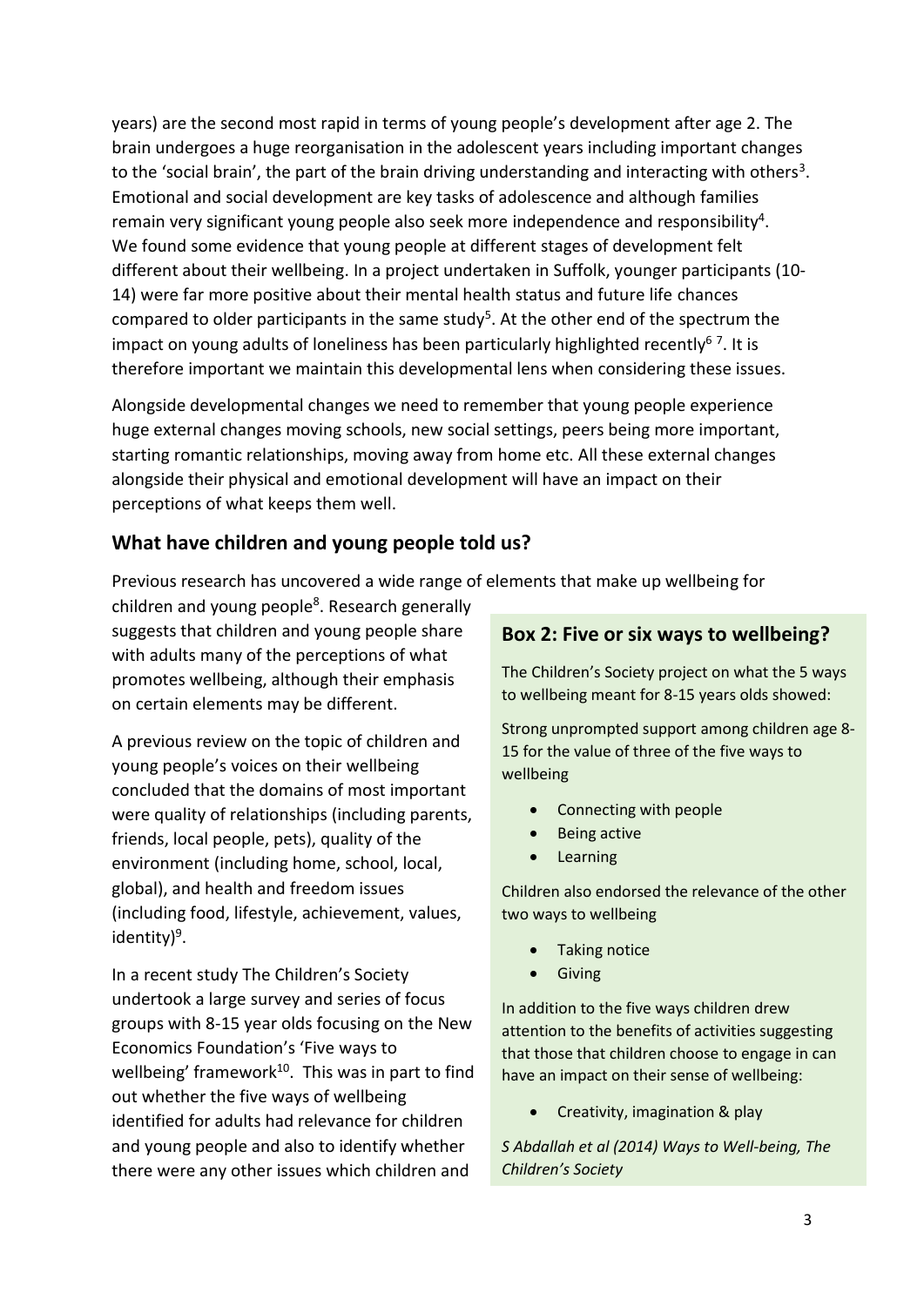years) are the second most rapid in terms of young people's development after age 2. The brain undergoes a huge reorganisation in the adolescent years including important changes to the 'social brain', the part of the brain driving understanding and interacting with others[3]. Emotional and social development are key tasks of adolescence and although families remain very significant young people also seek more independence and responsibility[4]. We found some evidence that young people at different stages of development felt different about their wellbeing. In a project undertaken in Suffolk, younger participants (10-14) were far more positive about their mental health status and future life chances compared to older participants in the same study[5]. At the other end of the spectrum the impact on young adults of loneliness has been particularly highlighted recently[6 7]. It is therefore important we maintain this developmental lens when considering these issues.

Alongside developmental changes we need to remember that young people experience huge external changes moving schools, new social settings, peers being more important, starting romantic relationships, moving away from home etc. All these external changes alongside their physical and emotional development will have an impact on their perceptions of what keeps them well.

## What have children and young people told us?

Previous research has uncovered a wide range of elements that make up wellbeing for children and young people[8]. Research generally suggests that children and young people share with adults many of the perceptions of what promotes wellbeing, although their emphasis on certain elements may be different.

A previous review on the topic of children and young people's voices on their wellbeing concluded that the domains of most important were quality of relationships (including parents, friends, local people, pets), quality of the environment (including home, school, local, global), and health and freedom issues (including food, lifestyle, achievement, values, identity)[9].

In a recent study The Children's Society undertook a large survey and series of focus groups with 8-15 year olds focusing on the New Economics Foundation's 'Five ways to wellbeing' framework[10]. This was in part to find out whether the five ways of wellbeing identified for adults had relevance for children and young people and also to identify whether there were any other issues which children and

### Box 2: Five or six ways to wellbeing?

The Children's Society project on what the 5 ways to wellbeing meant for 8-15 years olds showed:

Strong unprompted support among children age 8-15 for the value of three of the five ways to wellbeing

- Connecting with people
- Being active
- Learning

Children also endorsed the relevance of the other two ways to wellbeing

- Taking notice
- Giving

In addition to the five ways children drew attention to the benefits of activities suggesting that those that children choose to engage in can have an impact on their sense of wellbeing:

- Creativity, imagination & play

*S Abdallah et al (2014) Ways to Well-being, The Children's Society*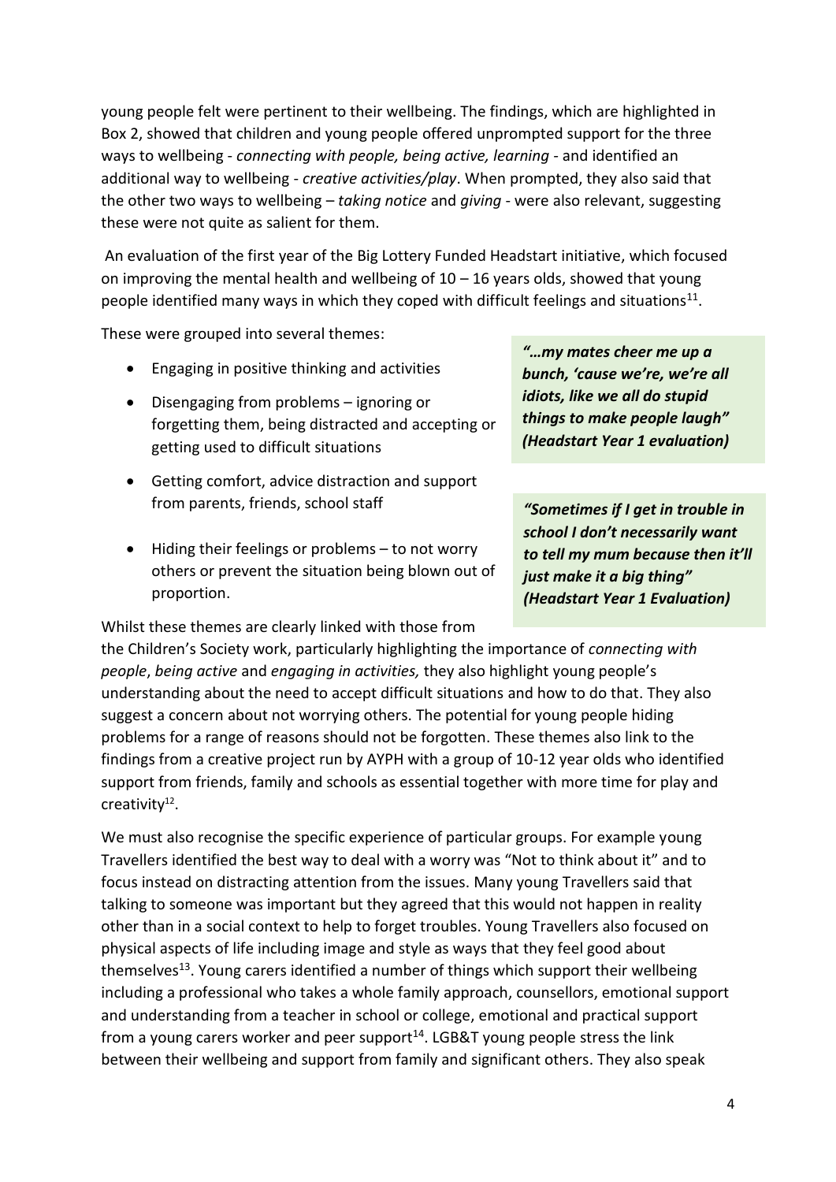young people felt were pertinent to their wellbeing. The findings, which are highlighted in Box 2, showed that children and young people offered unprompted support for the three ways to wellbeing - *connecting with people, being active, learning* - and identified an additional way to wellbeing - *creative activities/play*. When prompted, they also said that the other two ways to wellbeing – *taking notice* and *giving* - were also relevant, suggesting these were not quite as salient for them.

An evaluation of the first year of the Big Lottery Funded Headstart initiative, which focused on improving the mental health and wellbeing of 10 – 16 years olds, showed that young people identified many ways in which they coped with difficult feelings and situations[11].

These were grouped into several themes:

- Engaging in positive thinking and activities
- Disengaging from problems – ignoring or forgetting them, being distracted and accepting or getting used to difficult situations
- Getting comfort, advice distraction and support from parents, friends, school staff
- Hiding their feelings or problems – to not worry others or prevent the situation being blown out of proportion.

> ***"…my mates cheer me up a bunch, 'cause we're, we're all idiots, like we all do stupid things to make people laugh" (Headstart Year 1 evaluation)***

> ***"Sometimes if I get in trouble in school I don't necessarily want to tell my mum because then it'll just make it a big thing" (Headstart Year 1 Evaluation)***

Whilst these themes are clearly linked with those from the Children's Society work, particularly highlighting the importance of *connecting with people*, *being active* and *engaging in activities,* they also highlight young people's understanding about the need to accept difficult situations and how to do that. They also suggest a concern about not worrying others. The potential for young people hiding problems for a range of reasons should not be forgotten. These themes also link to the findings from a creative project run by AYPH with a group of 10-12 year olds who identified support from friends, family and schools as essential together with more time for play and creativity[12].

We must also recognise the specific experience of particular groups. For example young Travellers identified the best way to deal with a worry was "Not to think about it" and to focus instead on distracting attention from the issues. Many young Travellers said that talking to someone was important but they agreed that this would not happen in reality other than in a social context to help to forget troubles. Young Travellers also focused on physical aspects of life including image and style as ways that they feel good about themselves[13]. Young carers identified a number of things which support their wellbeing including a professional who takes a whole family approach, counsellors, emotional support and understanding from a teacher in school or college, emotional and practical support from a young carers worker and peer support[14]. LGB&T young people stress the link between their wellbeing and support from family and significant others. They also speak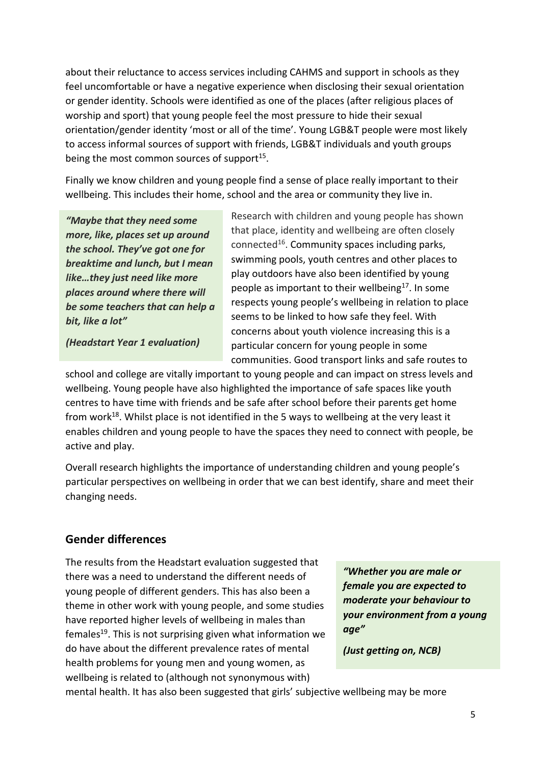about their reluctance to access services including CAHMS and support in schools as they feel uncomfortable or have a negative experience when disclosing their sexual orientation or gender identity. Schools were identified as one of the places (after religious places of worship and sport) that young people feel the most pressure to hide their sexual orientation/gender identity 'most or all of the time'. Young LGB&T people were most likely to access informal sources of support with friends, LGB&T individuals and youth groups being the most common sources of support[15].

Finally we know children and young people find a sense of place really important to their wellbeing. This includes their home, school and the area or community they live in.

> ***"Maybe that they need some more, like, places set up around the school. They've got one for breaktime and lunch, but I mean like…they just need like more places around where there will be some teachers that can help a bit, like a lot"***
>
> ***(Headstart Year 1 evaluation)***

Research with children and young people has shown that place, identity and wellbeing are often closely connected[16]. Community spaces including parks, swimming pools, youth centres and other places to play outdoors have also been identified by young people as important to their wellbeing[17]. In some respects young people's wellbeing in relation to place seems to be linked to how safe they feel. With concerns about youth violence increasing this is a particular concern for young people in some communities. Good transport links and safe routes to school and college are vitally important to young people and can impact on stress levels and wellbeing. Young people have also highlighted the importance of safe spaces like youth centres to have time with friends and be safe after school before their parents get home from work[18]. Whilst place is not identified in the 5 ways to wellbeing at the very least it enables children and young people to have the spaces they need to connect with people, be active and play.

Overall research highlights the importance of understanding children and young people's particular perspectives on wellbeing in order that we can best identify, share and meet their changing needs.

## Gender differences

The results from the Headstart evaluation suggested that there was a need to understand the different needs of young people of different genders. This has also been a theme in other work with young people, and some studies have reported higher levels of wellbeing in males than females[19]. This is not surprising given what information we do have about the different prevalence rates of mental health problems for young men and young women, as wellbeing is related to (although not synonymous with) mental health. It has also been suggested that girls' subjective wellbeing may be more

> ***"Whether you are male or female you are expected to moderate your behaviour to your environment from a young age"***
>
> ***(Just getting on, NCB)***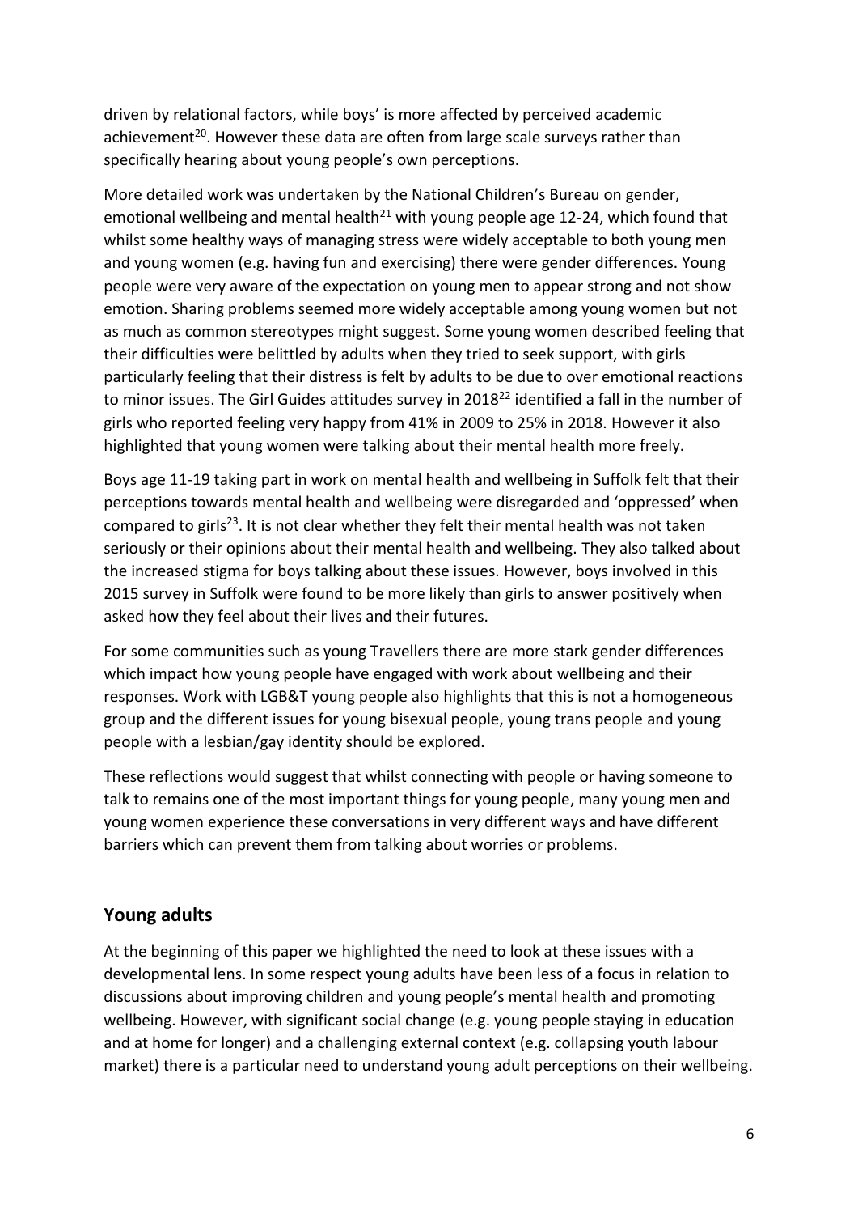driven by relational factors, while boys' is more affected by perceived academic achievement[20]. However these data are often from large scale surveys rather than specifically hearing about young people's own perceptions.

More detailed work was undertaken by the National Children's Bureau on gender, emotional wellbeing and mental health[21] with young people age 12-24, which found that whilst some healthy ways of managing stress were widely acceptable to both young men and young women (e.g. having fun and exercising) there were gender differences. Young people were very aware of the expectation on young men to appear strong and not show emotion. Sharing problems seemed more widely acceptable among young women but not as much as common stereotypes might suggest. Some young women described feeling that their difficulties were belittled by adults when they tried to seek support, with girls particularly feeling that their distress is felt by adults to be due to over emotional reactions to minor issues. The Girl Guides attitudes survey in 2018[22] identified a fall in the number of girls who reported feeling very happy from 41% in 2009 to 25% in 2018. However it also highlighted that young women were talking about their mental health more freely.

Boys age 11-19 taking part in work on mental health and wellbeing in Suffolk felt that their perceptions towards mental health and wellbeing were disregarded and 'oppressed' when compared to girls[23]. It is not clear whether they felt their mental health was not taken seriously or their opinions about their mental health and wellbeing. They also talked about the increased stigma for boys talking about these issues. However, boys involved in this 2015 survey in Suffolk were found to be more likely than girls to answer positively when asked how they feel about their lives and their futures.

For some communities such as young Travellers there are more stark gender differences which impact how young people have engaged with work about wellbeing and their responses. Work with LGB&T young people also highlights that this is not a homogeneous group and the different issues for young bisexual people, young trans people and young people with a lesbian/gay identity should be explored.

These reflections would suggest that whilst connecting with people or having someone to talk to remains one of the most important things for young people, many young men and young women experience these conversations in very different ways and have different barriers which can prevent them from talking about worries or problems.

## Young adults

At the beginning of this paper we highlighted the need to look at these issues with a developmental lens. In some respect young adults have been less of a focus in relation to discussions about improving children and young people's mental health and promoting wellbeing. However, with significant social change (e.g. young people staying in education and at home for longer) and a challenging external context (e.g. collapsing youth labour market) there is a particular need to understand young adult perceptions on their wellbeing.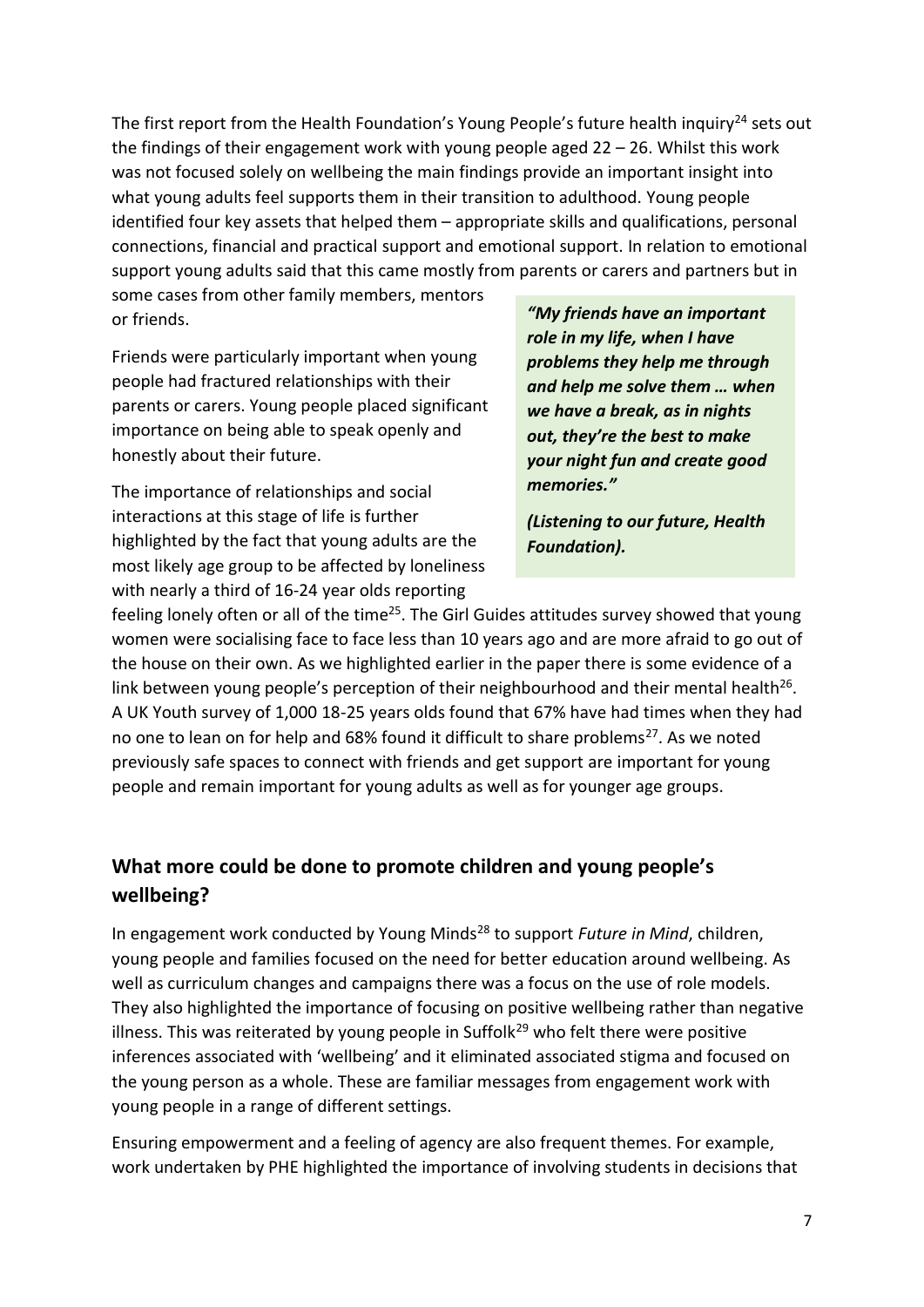The first report from the Health Foundation's Young People's future health inquiry[24] sets out the findings of their engagement work with young people aged 22 – 26. Whilst this work was not focused solely on wellbeing the main findings provide an important insight into what young adults feel supports them in their transition to adulthood. Young people identified four key assets that helped them – appropriate skills and qualifications, personal connections, financial and practical support and emotional support. In relation to emotional support young adults said that this came mostly from parents or carers and partners but in some cases from other family members, mentors or friends.

Friends were particularly important when young people had fractured relationships with their parents or carers. Young people placed significant importance on being able to speak openly and honestly about their future.

> ***"My friends have an important role in my life, when I have problems they help me through and help me solve them … when we have a break, as in nights out, they're the best to make your night fun and create good memories."***
>
> ***(Listening to our future, Health Foundation).***

The importance of relationships and social interactions at this stage of life is further highlighted by the fact that young adults are the most likely age group to be affected by loneliness with nearly a third of 16-24 year olds reporting feeling lonely often or all of the time[25]. The Girl Guides attitudes survey showed that young women were socialising face to face less than 10 years ago and are more afraid to go out of the house on their own. As we highlighted earlier in the paper there is some evidence of a link between young people's perception of their neighbourhood and their mental health[26]. A UK Youth survey of 1,000 18-25 years olds found that 67% have had times when they had no one to lean on for help and 68% found it difficult to share problems[27]. As we noted previously safe spaces to connect with friends and get support are important for young people and remain important for young adults as well as for younger age groups.

## What more could be done to promote children and young people's wellbeing?

In engagement work conducted by Young Minds[28] to support *Future in Mind*, children, young people and families focused on the need for better education around wellbeing. As well as curriculum changes and campaigns there was a focus on the use of role models. They also highlighted the importance of focusing on positive wellbeing rather than negative illness. This was reiterated by young people in Suffolk[29] who felt there were positive inferences associated with 'wellbeing' and it eliminated associated stigma and focused on the young person as a whole. These are familiar messages from engagement work with young people in a range of different settings.

Ensuring empowerment and a feeling of agency are also frequent themes. For example, work undertaken by PHE highlighted the importance of involving students in decisions that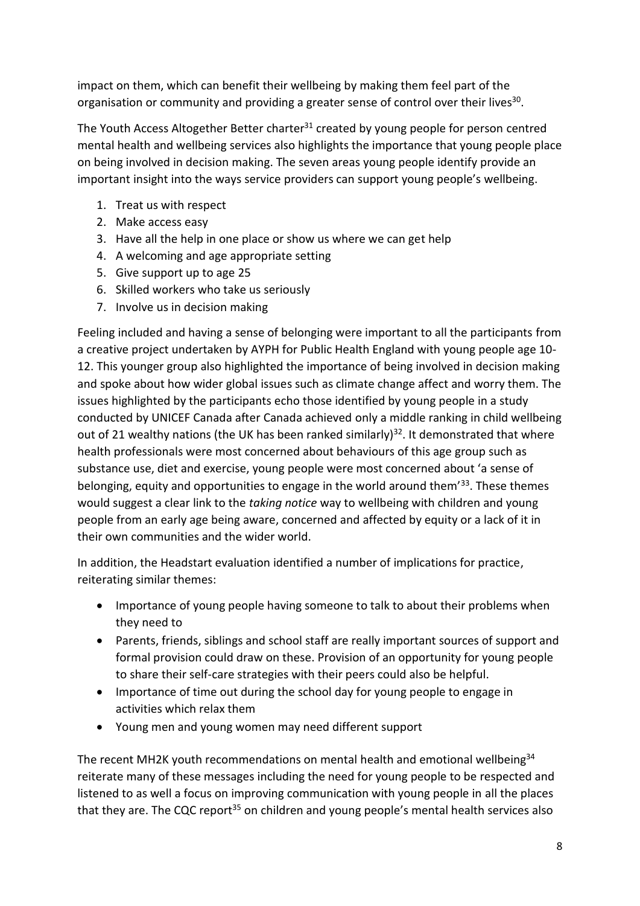impact on them, which can benefit their wellbeing by making them feel part of the organisation or community and providing a greater sense of control over their lives[30].

The Youth Access Altogether Better charter[31] created by young people for person centred mental health and wellbeing services also highlights the importance that young people place on being involved in decision making. The seven areas young people identify provide an important insight into the ways service providers can support young people's wellbeing.

1. Treat us with respect
2. Make access easy
3. Have all the help in one place or show us where we can get help
4. A welcoming and age appropriate setting
5. Give support up to age 25
6. Skilled workers who take us seriously
7. Involve us in decision making

Feeling included and having a sense of belonging were important to all the participants from a creative project undertaken by AYPH for Public Health England with young people age 10-12. This younger group also highlighted the importance of being involved in decision making and spoke about how wider global issues such as climate change affect and worry them. The issues highlighted by the participants echo those identified by young people in a study conducted by UNICEF Canada after Canada achieved only a middle ranking in child wellbeing out of 21 wealthy nations (the UK has been ranked similarly)[32]. It demonstrated that where health professionals were most concerned about behaviours of this age group such as substance use, diet and exercise, young people were most concerned about 'a sense of belonging, equity and opportunities to engage in the world around them'[33]. These themes would suggest a clear link to the *taking notice* way to wellbeing with children and young people from an early age being aware, concerned and affected by equity or a lack of it in their own communities and the wider world.

In addition, the Headstart evaluation identified a number of implications for practice, reiterating similar themes:

- Importance of young people having someone to talk to about their problems when they need to
- Parents, friends, siblings and school staff are really important sources of support and formal provision could draw on these. Provision of an opportunity for young people to share their self-care strategies with their peers could also be helpful.
- Importance of time out during the school day for young people to engage in activities which relax them
- Young men and young women may need different support

The recent MH2K youth recommendations on mental health and emotional wellbeing[34] reiterate many of these messages including the need for young people to be respected and listened to as well a focus on improving communication with young people in all the places that they are. The CQC report[35] on children and young people's mental health services also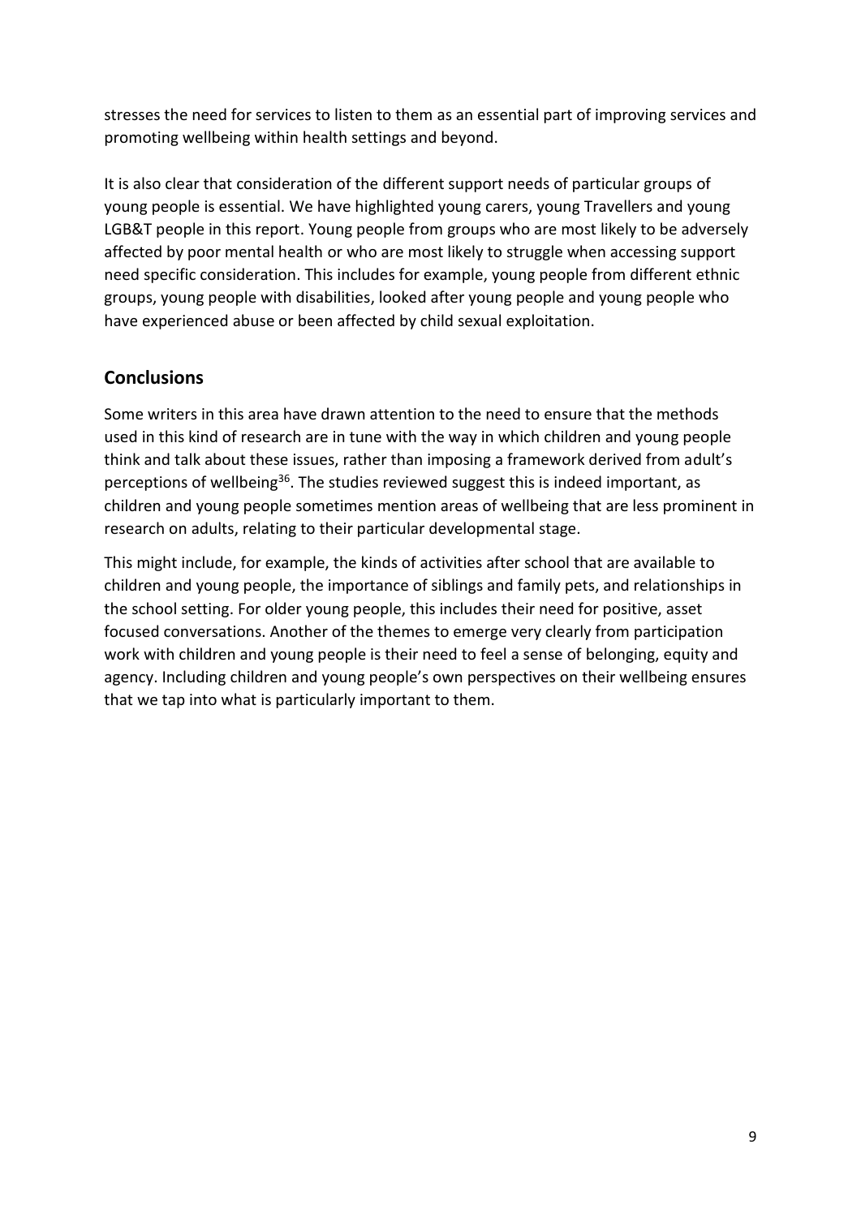stresses the need for services to listen to them as an essential part of improving services and promoting wellbeing within health settings and beyond.

It is also clear that consideration of the different support needs of particular groups of young people is essential. We have highlighted young carers, young Travellers and young LGB&T people in this report. Young people from groups who are most likely to be adversely affected by poor mental health or who are most likely to struggle when accessing support need specific consideration. This includes for example, young people from different ethnic groups, young people with disabilities, looked after young people and young people who have experienced abuse or been affected by child sexual exploitation.

## Conclusions

Some writers in this area have drawn attention to the need to ensure that the methods used in this kind of research are in tune with the way in which children and young people think and talk about these issues, rather than imposing a framework derived from adult's perceptions of wellbeing[36]. The studies reviewed suggest this is indeed important, as children and young people sometimes mention areas of wellbeing that are less prominent in research on adults, relating to their particular developmental stage.

This might include, for example, the kinds of activities after school that are available to children and young people, the importance of siblings and family pets, and relationships in the school setting. For older young people, this includes their need for positive, asset focused conversations. Another of the themes to emerge very clearly from participation work with children and young people is their need to feel a sense of belonging, equity and agency. Including children and young people's own perspectives on their wellbeing ensures that we tap into what is particularly important to them.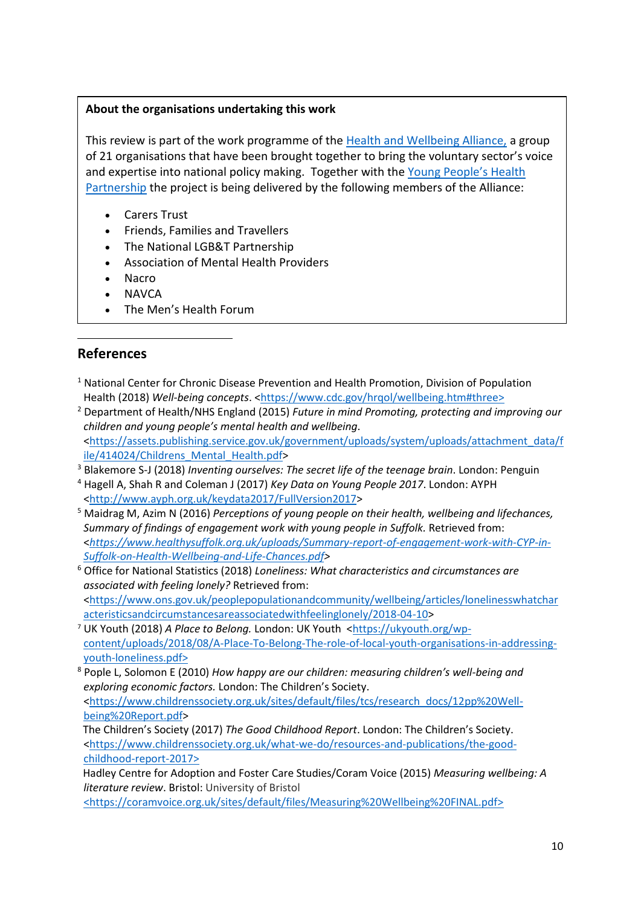**About the organisations undertaking this work**

This review is part of the work programme of the Health and Wellbeing Alliance, a group of 21 organisations that have been brought together to bring the voluntary sector's voice and expertise into national policy making. Together with the Young People's Health Partnership the project is being delivered by the following members of the Alliance:

- Carers Trust
- Friends, Families and Travellers
- The National LGB&T Partnership
- Association of Mental Health Providers
- Nacro
- NAVCA
- The Men's Health Forum

## References

[1] National Center for Chronic Disease Prevention and Health Promotion, Division of Population Health (2018) *Well-being concepts*. <https://www.cdc.gov/hrqol/wellbeing.htm#three>

[2] Department of Health/NHS England (2015) *Future in mind Promoting, protecting and improving our children and young people's mental health and wellbeing*. <https://assets.publishing.service.gov.uk/government/uploads/system/uploads/attachment_data/file/414024/Childrens_Mental_Health.pdf>

[3] Blakemore S-J (2018) *Inventing ourselves: The secret life of the teenage brain*. London: Penguin

[4] Hagell A, Shah R and Coleman J (2017) *Key Data on Young People 2017*. London: AYPH <http://www.ayph.org.uk/keydata2017/FullVersion2017>

[5] Maidrag M, Azim N (2016) *Perceptions of young people on their health, wellbeing and lifechances, Summary of findings of engagement work with young people in Suffolk.* Retrieved from: <*https://www.healthysuffolk.org.uk/uploads/Summary-report-of-engagement-work-with-CYP-in-Suffolk-on-Health-Wellbeing-and-Life-Chances.pdf*>

[6] Office for National Statistics (2018) *Loneliness: What characteristics and circumstances are associated with feeling lonely?* Retrieved from: <https://www.ons.gov.uk/peoplepopulationandcommunity/wellbeing/articles/lonelinesswhatcharacteristicsandcircumstancesareassociatedwithfeelinglonely/2018-04-10>

[7] UK Youth (2018) *A Place to Belong.* London: UK Youth <https://ukyouth.org/wp-content/uploads/2018/08/A-Place-To-Belong-The-role-of-local-youth-organisations-in-addressing-youth-loneliness.pdf>

[8] Pople L, Solomon E (2010) *How happy are our children: measuring children's well-being and exploring economic factors.* London: The Children's Society. <https://www.childrenssociety.org.uk/sites/default/files/tcs/research_docs/12pp%20Well-being%20Report.pdf>

The Children's Society (2017) *The Good Childhood Report*. London: The Children's Society. <https://www.childrenssociety.org.uk/what-we-do/resources-and-publications/the-good-childhood-report-2017>

Hadley Centre for Adoption and Foster Care Studies/Coram Voice (2015) *Measuring wellbeing: A literature review*. Bristol: University of Bristol <https://coramvoice.org.uk/sites/default/files/Measuring%20Wellbeing%20FINAL.pdf>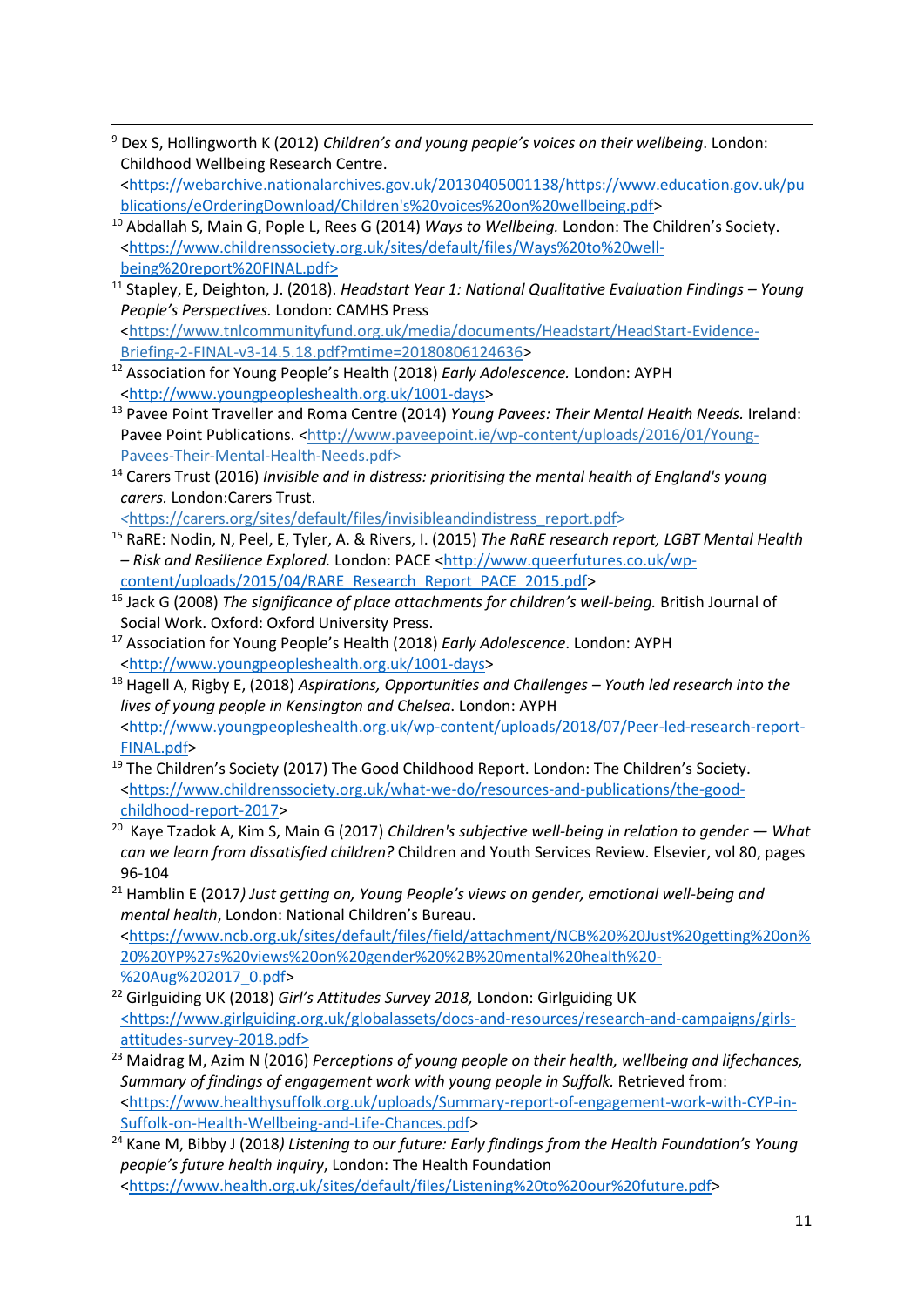[9] Dex S, Hollingworth K (2012) *Children's and young people's voices on their wellbeing*. London: Childhood Wellbeing Research Centre. <https://webarchive.nationalarchives.gov.uk/20130405001138/https://www.education.gov.uk/publications/eOrderingDownload/Children's%20voices%20on%20wellbeing.pdf>

[10] Abdallah S, Main G, Pople L, Rees G (2014) *Ways to Wellbeing.* London: The Children's Society. <https://www.childrenssociety.org.uk/sites/default/files/Ways%20to%20well-being%20report%20FINAL.pdf>

[11] Stapley, E, Deighton, J. (2018). *Headstart Year 1: National Qualitative Evaluation Findings – Young People's Perspectives.* London: CAMHS Press <https://www.tnlcommunityfund.org.uk/media/documents/Headstart/HeadStart-Evidence-Briefing-2-FINAL-v3-14.5.18.pdf?mtime=20180806124636>

[12] Association for Young People's Health (2018) *Early Adolescence.* London: AYPH <http://www.youngpeopleshealth.org.uk/1001-days>

[13] Pavee Point Traveller and Roma Centre (2014) *Young Pavees: Their Mental Health Needs.* Ireland: Pavee Point Publications. <http://www.paveepoint.ie/wp-content/uploads/2016/01/Young-Pavees-Their-Mental-Health-Needs.pdf>

[14] Carers Trust (2016) *Invisible and in distress: prioritising the mental health of England's young carers.* London:Carers Trust. <https://carers.org/sites/default/files/invisibleandindistress_report.pdf>

[15] RaRE: Nodin, N, Peel, E, Tyler, A. & Rivers, I. (2015) *The RaRE research report, LGBT Mental Health – Risk and Resilience Explored.* London: PACE <http://www.queerfutures.co.uk/wp-content/uploads/2015/04/RARE_Research_Report_PACE_2015.pdf>

[16] Jack G (2008) *The significance of place attachments for children's well-being.* British Journal of Social Work. Oxford: Oxford University Press.

[17] Association for Young People's Health (2018) *Early Adolescence*. London: AYPH <http://www.youngpeopleshealth.org.uk/1001-days>

[18] Hagell A, Rigby E, (2018) *Aspirations, Opportunities and Challenges – Youth led research into the lives of young people in Kensington and Chelsea*. London: AYPH <http://www.youngpeopleshealth.org.uk/wp-content/uploads/2018/07/Peer-led-research-report-FINAL.pdf>

[19] The Children's Society (2017) The Good Childhood Report. London: The Children's Society. <https://www.childrenssociety.org.uk/what-we-do/resources-and-publications/the-good-childhood-report-2017>

[20] Kaye Tzadok A, Kim S, Main G (2017) *Children's subjective well-being in relation to gender — What can we learn from dissatisfied children?* Children and Youth Services Review. Elsevier, vol 80, pages 96-104

[21] Hamblin E (2017*) Just getting on, Young People's views on gender, emotional well-being and mental health*, London: National Children's Bureau. <https://www.ncb.org.uk/sites/default/files/field/attachment/NCB%20%20Just%20getting%20on%20%20YP%27s%20views%20on%20gender%20%2B%20mental%20health%20-%20Aug%202017_0.pdf>

[22] Girlguiding UK (2018) *Girl's Attitudes Survey 2018,* London: Girlguiding UK <https://www.girlguiding.org.uk/globalassets/docs-and-resources/research-and-campaigns/girls-attitudes-survey-2018.pdf>

[23] Maidrag M, Azim N (2016) *Perceptions of young people on their health, wellbeing and lifechances, Summary of findings of engagement work with young people in Suffolk.* Retrieved from: <https://www.healthysuffolk.org.uk/uploads/Summary-report-of-engagement-work-with-CYP-in-Suffolk-on-Health-Wellbeing-and-Life-Chances.pdf>

[24] Kane M, Bibby J (2018*) Listening to our future: Early findings from the Health Foundation's Young people's future health inquiry*, London: The Health Foundation <https://www.health.org.uk/sites/default/files/Listening%20to%20our%20future.pdf>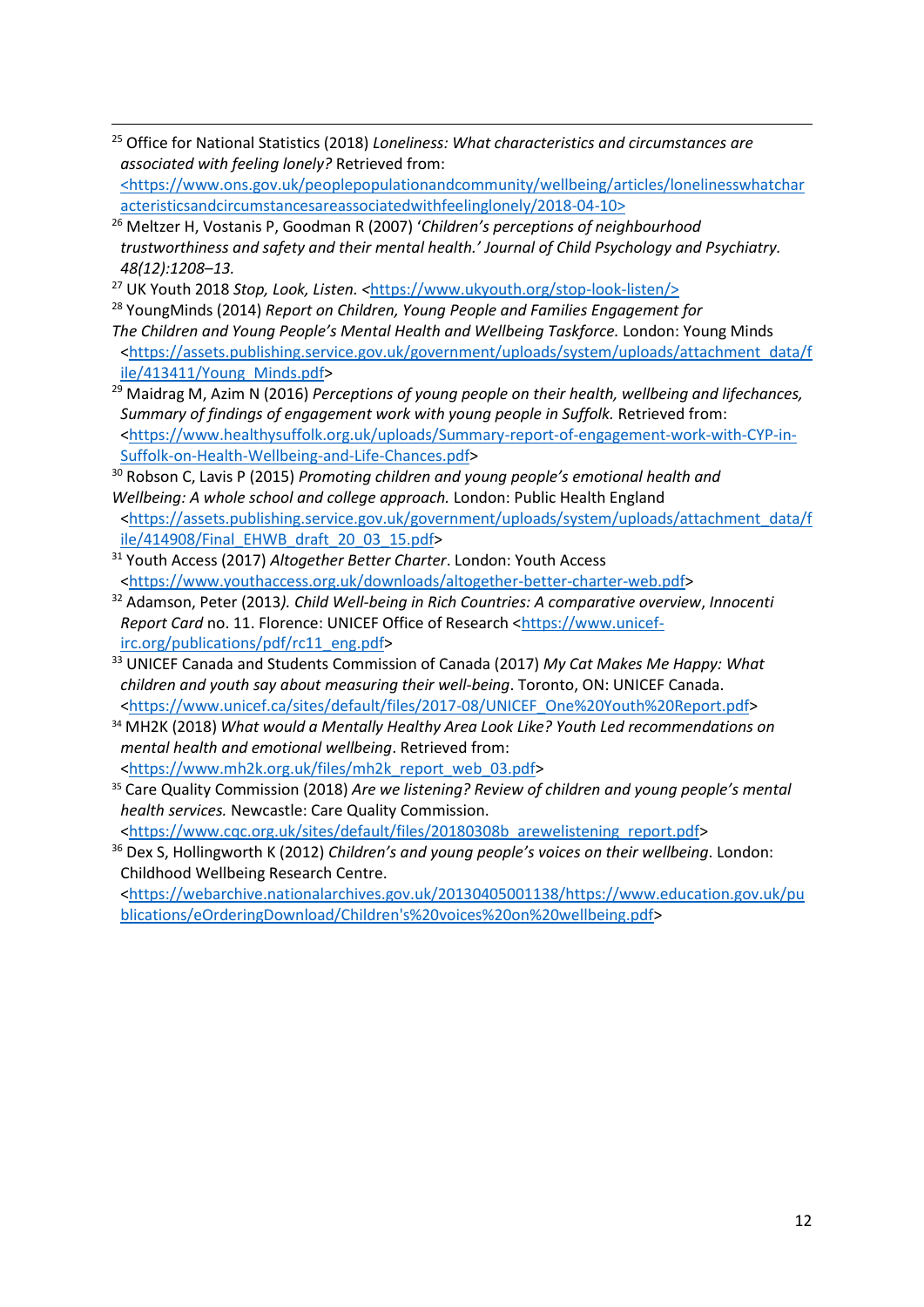[25] Office for National Statistics (2018) *Loneliness: What characteristics and circumstances are associated with feeling lonely?* Retrieved from: <https://www.ons.gov.uk/peoplepopulationandcommunity/wellbeing/articles/lonelinesswhatcharacteristicsandcircumstancesareassociatedwithfeelinglonely/2018-04-10>

[26] Meltzer H, Vostanis P, Goodman R (2007) '*Children's perceptions of neighbourhood trustworthiness and safety and their mental health.' Journal of Child Psychology and Psychiatry. 48(12):1208–13.*

[27] UK Youth 2018 *Stop, Look, Listen.* <https://www.ukyouth.org/stop-look-listen/>

[28] YoungMinds (2014) *Report on Children, Young People and Families Engagement for The Children and Young People's Mental Health and Wellbeing Taskforce.* London: Young Minds <https://assets.publishing.service.gov.uk/government/uploads/system/uploads/attachment_data/file/413411/Young_Minds.pdf>

[29] Maidrag M, Azim N (2016) *Perceptions of young people on their health, wellbeing and lifechances, Summary of findings of engagement work with young people in Suffolk.* Retrieved from: <https://www.healthysuffolk.org.uk/uploads/Summary-report-of-engagement-work-with-CYP-in-Suffolk-on-Health-Wellbeing-and-Life-Chances.pdf>

[30] Robson C, Lavis P (2015) *Promoting children and young people's emotional health and Wellbeing: A whole school and college approach.* London: Public Health England <https://assets.publishing.service.gov.uk/government/uploads/system/uploads/attachment_data/file/414908/Final_EHWB_draft_20_03_15.pdf>

[31] Youth Access (2017) *Altogether Better Charter*. London: Youth Access <https://www.youthaccess.org.uk/downloads/altogether-better-charter-web.pdf>

[32] Adamson, Peter (2013*). Child Well-being in Rich Countries: A comparative overview*, *Innocenti Report Card* no. 11. Florence: UNICEF Office of Research <https://www.unicef-irc.org/publications/pdf/rc11_eng.pdf>

[33] UNICEF Canada and Students Commission of Canada (2017) *My Cat Makes Me Happy: What children and youth say about measuring their well-being*. Toronto, ON: UNICEF Canada. <https://www.unicef.ca/sites/default/files/2017-08/UNICEF_One%20Youth%20Report.pdf>

[34] MH2K (2018) *What would a Mentally Healthy Area Look Like? Youth Led recommendations on mental health and emotional wellbeing*. Retrieved from: <https://www.mh2k.org.uk/files/mh2k_report_web_03.pdf>

[35] Care Quality Commission (2018) *Are we listening? Review of children and young people's mental health services.* Newcastle: Care Quality Commission. <https://www.cqc.org.uk/sites/default/files/20180308b_arewelistening_report.pdf>

[36] Dex S, Hollingworth K (2012) *Children's and young people's voices on their wellbeing*. London: Childhood Wellbeing Research Centre. <https://webarchive.nationalarchives.gov.uk/20130405001138/https://www.education.gov.uk/publications/eOrderingDownload/Children's%20voices%20on%20wellbeing.pdf>